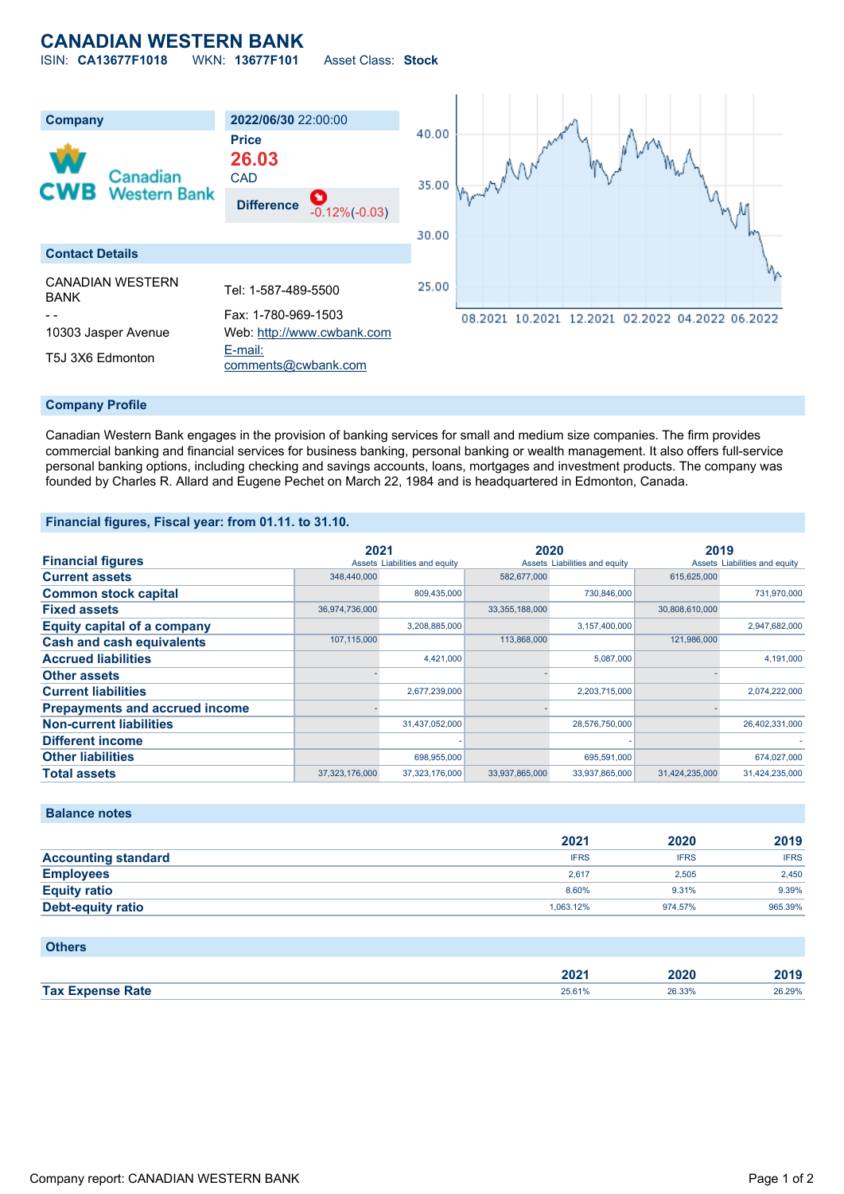# CANADIAN WESTERN BANK

ISIN: **CA13677F1018** WKN: **13677F101** Asset Class: **Stock**

| Company | 2022/06/30 22:00:00 |
|---|---|
| Canadian Western Bank | Price **26.03** CAD |
| | Difference -0.12%(-0.03) |

## Contact Details

| | |
|---|---|
| CANADIAN WESTERN BANK | Tel: 1-587-489-5500 |
| - - | Fax: 1-780-969-1503 |
| 10303 Jasper Avenue | Web: http://www.cwbank.com |
| T5J 3X6 Edmonton | E-mail: comments@cwbank.com |

## Company Profile

Canadian Western Bank engages in the provision of banking services for small and medium size companies. The firm provides commercial banking and financial services for business banking, personal banking or wealth management. It also offers full-service personal banking options, including checking and savings accounts, loans, mortgages and investment products. The company was founded by Charles R. Allard and Eugene Pechet on March 22, 1984 and is headquartered in Edmonton, Canada.

## Financial figures, Fiscal year: from 01.11. to 31.10.

| Financial figures | 2021 | | 2020 | | 2019 | |
|---|---|---|---|---|---|---|
| | Assets | Liabilities and equity | Assets | Liabilities and equity | Assets | Liabilities and equity |
| Current assets | 348,440,000 | | 582,677,000 | | 615,625,000 | |
| Common stock capital | | 809,435,000 | | 730,846,000 | | 731,970,000 |
| Fixed assets | 36,974,736,000 | | 33,355,188,000 | | 30,808,610,000 | |
| Equity capital of a company | | 3,208,885,000 | | 3,157,400,000 | | 2,947,682,000 |
| Cash and cash equivalents | 107,115,000 | | 113,868,000 | | 121,986,000 | |
| Accrued liabilities | | 4,421,000 | | 5,087,000 | | 4,191,000 |
| Other assets | - | | - | | - | |
| Current liabilities | | 2,677,239,000 | | 2,203,715,000 | | 2,074,222,000 |
| Prepayments and accrued income | - | | - | | - | |
| Non-current liabilities | | 31,437,052,000 | | 28,576,750,000 | | 26,402,331,000 |
| Different income | | - | | - | | - |
| Other liabilities | | 698,955,000 | | 695,591,000 | | 674,027,000 |
| Total assets | 37,323,176,000 | 37,323,176,000 | 33,937,865,000 | 33,937,865,000 | 31,424,235,000 | 31,424,235,000 |

## Balance notes

| | 2021 | 2020 | 2019 |
|---|---|---|---|
| Accounting standard | IFRS | IFRS | IFRS |
| Employees | 2,617 | 2,505 | 2,450 |
| Equity ratio | 8.60% | 9.31% | 9.39% |
| Debt-equity ratio | 1,063.12% | 974.57% | 965.39% |

## Others

| | 2021 | 2020 | 2019 |
|---|---|---|---|
| Tax Expense Rate | 25.61% | 26.33% | 26.29% |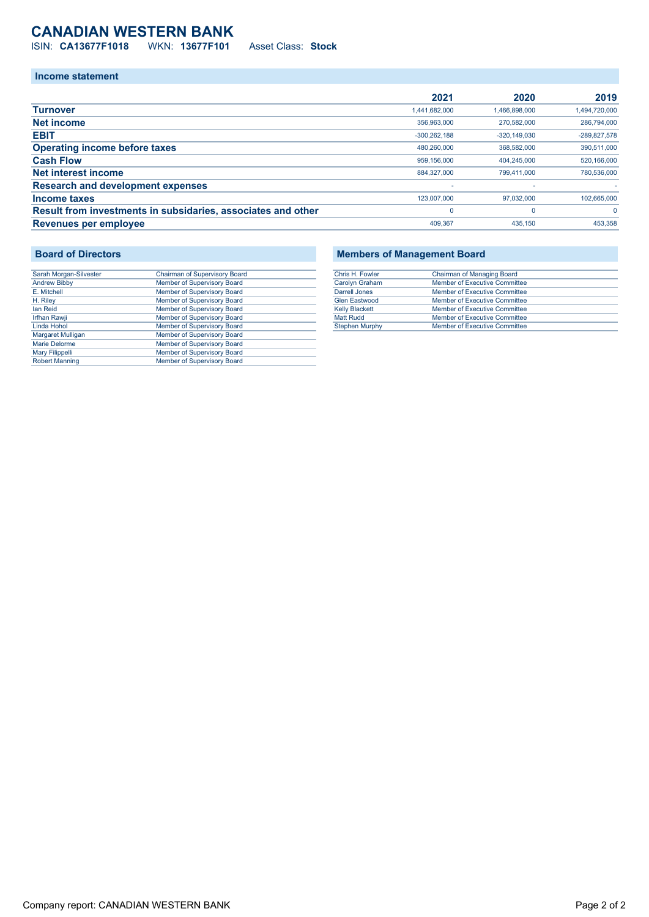# CANADIAN WESTERN BANK

ISIN: **CA13677F1018** WKN: **13677F101** Asset Class: **Stock**

## Income statement

| | 2021 | 2020 | 2019 |
|---|---|---|---|
| **Turnover** | 1,441,682,000 | 1,466,898,000 | 1,494,720,000 |
| **Net income** | 356,963,000 | 270,582,000 | 286,794,000 |
| **EBIT** | -300,262,188 | -320,149,030 | -289,827,578 |
| **Operating income before taxes** | 480,260,000 | 368,582,000 | 390,511,000 |
| **Cash Flow** | 959,156,000 | 404,245,000 | 520,166,000 |
| **Net interest income** | 884,327,000 | 799,411,000 | 780,536,000 |
| **Research and development expenses** | - | - | - |
| **Income taxes** | 123,007,000 | 97,032,000 | 102,665,000 |
| **Result from investments in subsidaries, associates and other** | 0 | 0 | 0 |
| **Revenues per employee** | 409,367 | 435,150 | 453,358 |

## Board of Directors

| | |
|---|---|
| Sarah Morgan-Silvester | Chairman of Supervisory Board |
| Andrew Bibby | Member of Supervisory Board |
| E. Mitchell | Member of Supervisory Board |
| H. Riley | Member of Supervisory Board |
| Ian Reid | Member of Supervisory Board |
| Irfhan Rawji | Member of Supervisory Board |
| Linda Hohol | Member of Supervisory Board |
| Margaret Mulligan | Member of Supervisory Board |
| Marie Delorme | Member of Supervisory Board |
| Mary Filippelli | Member of Supervisory Board |
| Robert Manning | Member of Supervisory Board |

## Members of Management Board

| | |
|---|---|
| Chris H. Fowler | Chairman of Managing Board |
| Carolyn Graham | Member of Executive Committee |
| Darrell Jones | Member of Executive Committee |
| Glen Eastwood | Member of Executive Committee |
| Kelly Blackett | Member of Executive Committee |
| Matt Rudd | Member of Executive Committee |
| Stephen Murphy | Member of Executive Committee |